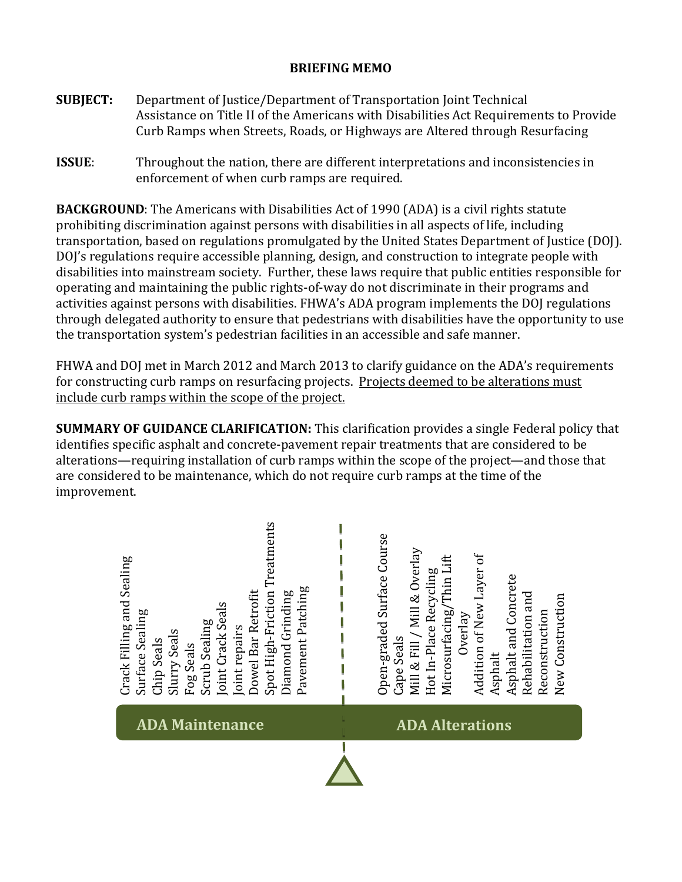**BRIEFING MEMO**

**SUBJECT:** Department of Justice/Department of Transportation Joint Technical Assistance on Title II of the Americans with Disabilities Act Requirements to Provide Curb Ramps when Streets, Roads, or Highways are Altered through Resurfacing

**ISSUE**: Throughout the nation, there are different interpretations and inconsistencies in enforcement of when curb ramps are required.

**BACKGROUND**: The Americans with Disabilities Act of 1990 (ADA) is a civil rights statute prohibiting discrimination against persons with disabilities in all aspects of life, including transportation, based on regulations promulgated by the United States Department of Justice (DOJ). DOJ's regulations require accessible planning, design, and construction to integrate people with disabilities into mainstream society. Further, these laws require that public entities responsible for operating and maintaining the public rights-of-way do not discriminate in their programs and activities against persons with disabilities. FHWA's ADA program implements the DOJ regulations through delegated authority to ensure that pedestrians with disabilities have the opportunity to use the transportation system's pedestrian facilities in an accessible and safe manner.

FHWA and DOJ met in March 2012 and March 2013 to clarify guidance on the ADA's requirements for constructing curb ramps on resurfacing projects. <u>Projects deemed to be alterations must include curb ramps within the scope of the project.</u>

**SUMMARY OF GUIDANCE CLARIFICATION:** This clarification provides a single Federal policy that identifies specific asphalt and concrete-pavement repair treatments that are considered to be alterations—requiring installation of curb ramps within the scope of the project—and those that are considered to be maintenance, which do not require curb ramps at the time of the improvement.

| ADA Maintenance | ADA Alterations |
| --- | --- |
| Crack Filling and Sealing | Open-graded Surface Course |
| Surface Sealing | Cape Seals |
| Chip Seals | Mill & Fill / Mill & Overlay |
| Slurry Seals | Hot In-Place Recycling |
| Fog Seals | Microsurfacing/Thin Lift Overlay |
| Scrub Sealing | Addition of New Layer of Asphalt |
| Joint Crack Seals | Asphalt and Concrete Rehabilitation and Reconstruction |
| Joint repairs | New Construction |
| Dowel Bar Retrofit | |
| Spot High-Friction Treatments | |
| Diamond Grinding | |
| Pavement Patching | |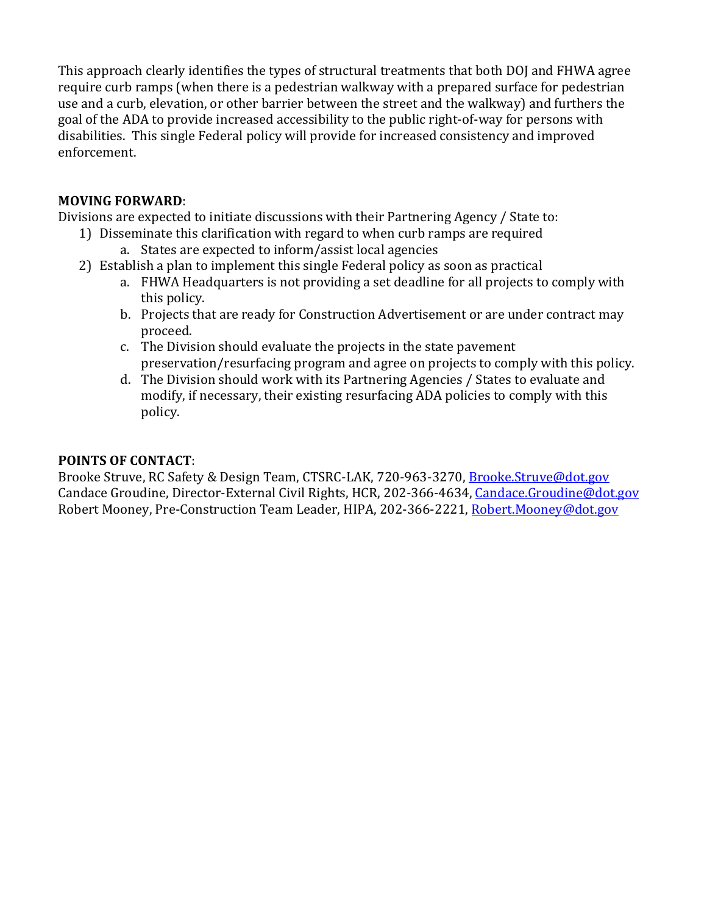This approach clearly identifies the types of structural treatments that both DOJ and FHWA agree require curb ramps (when there is a pedestrian walkway with a prepared surface for pedestrian use and a curb, elevation, or other barrier between the street and the walkway) and furthers the goal of the ADA to provide increased accessibility to the public right-of-way for persons with disabilities. This single Federal policy will provide for increased consistency and improved enforcement.

**MOVING FORWARD**:

Divisions are expected to initiate discussions with their Partnering Agency / State to:

1) Disseminate this clarification with regard to when curb ramps are required
    a. States are expected to inform/assist local agencies
2) Establish a plan to implement this single Federal policy as soon as practical
    a. FHWA Headquarters is not providing a set deadline for all projects to comply with this policy.
    b. Projects that are ready for Construction Advertisement or are under contract may proceed.
    c. The Division should evaluate the projects in the state pavement preservation/resurfacing program and agree on projects to comply with this policy.
    d. The Division should work with its Partnering Agencies / States to evaluate and modify, if necessary, their existing resurfacing ADA policies to comply with this policy.

**POINTS OF CONTACT**:

Brooke Struve, RC Safety & Design Team, CTSRC-LAK, 720-963-3270, Brooke.Struve@dot.gov
Candace Groudine, Director-External Civil Rights, HCR, 202-366-4634, Candace.Groudine@dot.gov
Robert Mooney, Pre-Construction Team Leader, HIPA, 202-366-2221, Robert.Mooney@dot.gov